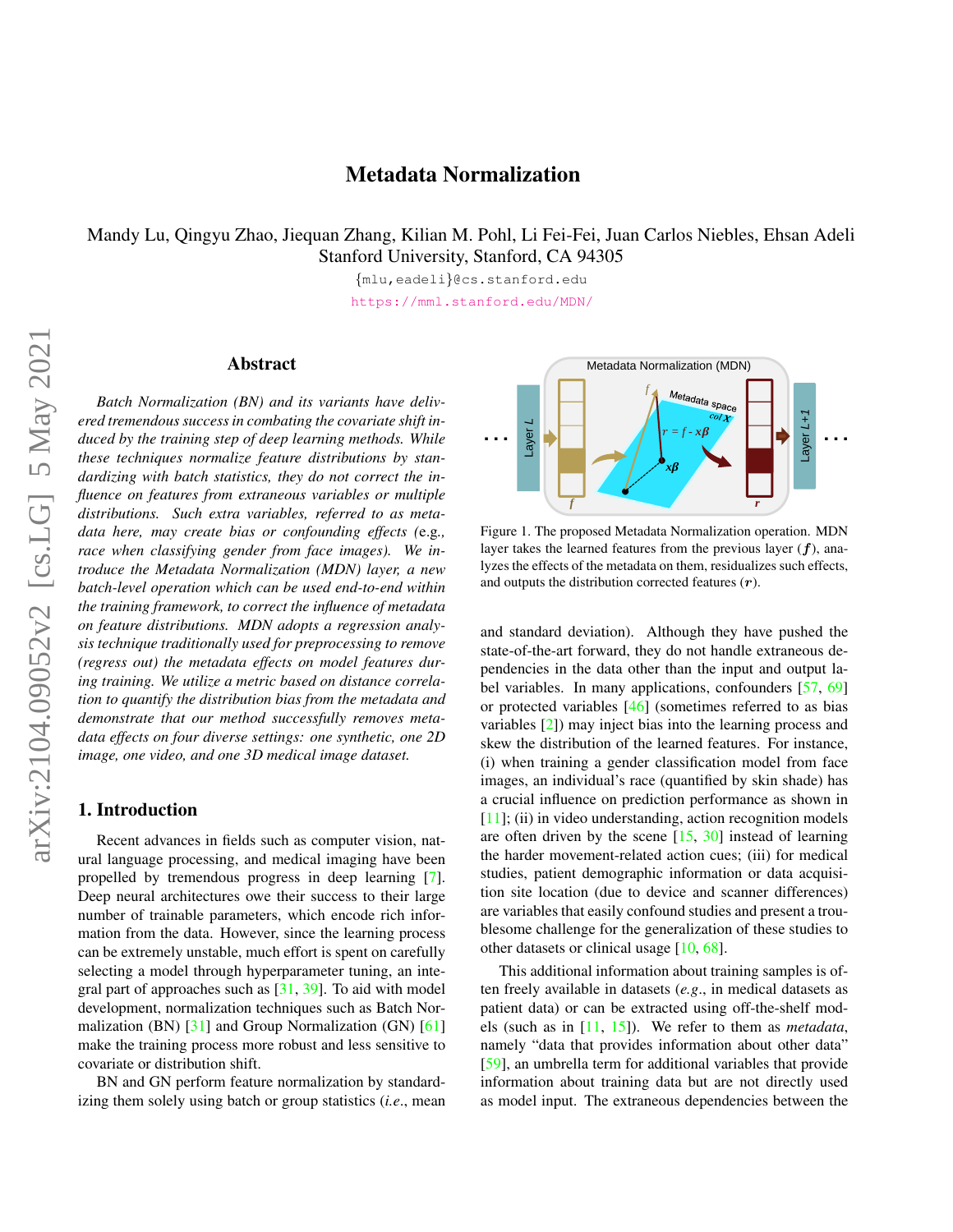# Metadata Normalization

Mandy Lu, Qingyu Zhao, Jiequan Zhang, Kilian M. Pohl, Li Fei-Fei, Juan Carlos Niebles, Ehsan Adeli
Stanford University, Stanford, CA 94305

{mlu,eadeli}@cs.stanford.edu

https://mml.stanford.edu/MDN/

## Abstract

*Batch Normalization (BN) and its variants have delivered tremendous success in combating the covariate shift induced by the training step of deep learning methods. While these techniques normalize feature distributions by standardizing with batch statistics, they do not correct the influence on features from extraneous variables or multiple distributions. Such extra variables, referred to as metadata here, may create bias or confounding effects (e.g., race when classifying gender from face images). We introduce the Metadata Normalization (MDN) layer, a new batch-level operation which can be used end-to-end within the training framework, to correct the influence of metadata on feature distributions. MDN adopts a regression analysis technique traditionally used for preprocessing to remove (regress out) the metadata effects on model features during training. We utilize a metric based on distance correlation to quantify the distribution bias from the metadata and demonstrate that our method successfully removes metadata effects on four diverse settings: one synthetic, one 2D image, one video, and one 3D medical image dataset.*

## 1. Introduction

Recent advances in fields such as computer vision, natural language processing, and medical imaging have been propelled by tremendous progress in deep learning [7]. Deep neural architectures owe their success to their large number of trainable parameters, which encode rich information from the data. However, since the learning process can be extremely unstable, much effort is spent on carefully selecting a model through hyperparameter tuning, an integral part of approaches such as [31, 39]. To aid with model development, normalization techniques such as Batch Normalization (BN) [31] and Group Normalization (GN) [61] make the training process more robust and less sensitive to covariate or distribution shift.

BN and GN perform feature normalization by standardizing them solely using batch or group statistics (*i.e.*, mean and standard deviation). Although they have pushed the state-of-the-art forward, they do not handle extraneous dependencies in the data other than the input and output label variables. In many applications, confounders [57, 69] or protected variables [46] (sometimes referred to as bias variables [2]) may inject bias into the learning process and skew the distribution of the learned features. For instance, (i) when training a gender classification model from face images, an individual's race (quantified by skin shade) has a crucial influence on prediction performance as shown in [11]; (ii) in video understanding, action recognition models are often driven by the scene [15, 30] instead of learning the harder movement-related action cues; (iii) for medical studies, patient demographic information or data acquisition site location (due to device and scanner differences) are variables that easily confound studies and present a troublesome challenge for the generalization of these studies to other datasets or clinical usage [10, 68].

Metadata Normalization (MDN)

Layer $L$

$f$

Metadata space $col\ X$

$r = f - x\beta$

$x\beta$

$r$

Layer $L+1$

Figure 1. The proposed Metadata Normalization operation. MDN layer takes the learned features from the previous layer ($\boldsymbol{f}$), analyzes the effects of the metadata on them, residualizes such effects, and outputs the distribution corrected features ($\boldsymbol{r}$).

This additional information about training samples is often freely available in datasets (*e.g.*, in medical datasets as patient data) or can be extracted using off-the-shelf models (such as in [11, 15]). We refer to them as *metadata*, namely "data that provides information about other data" [59], an umbrella term for additional variables that provide information about training data but are not directly used as model input. The extraneous dependencies between the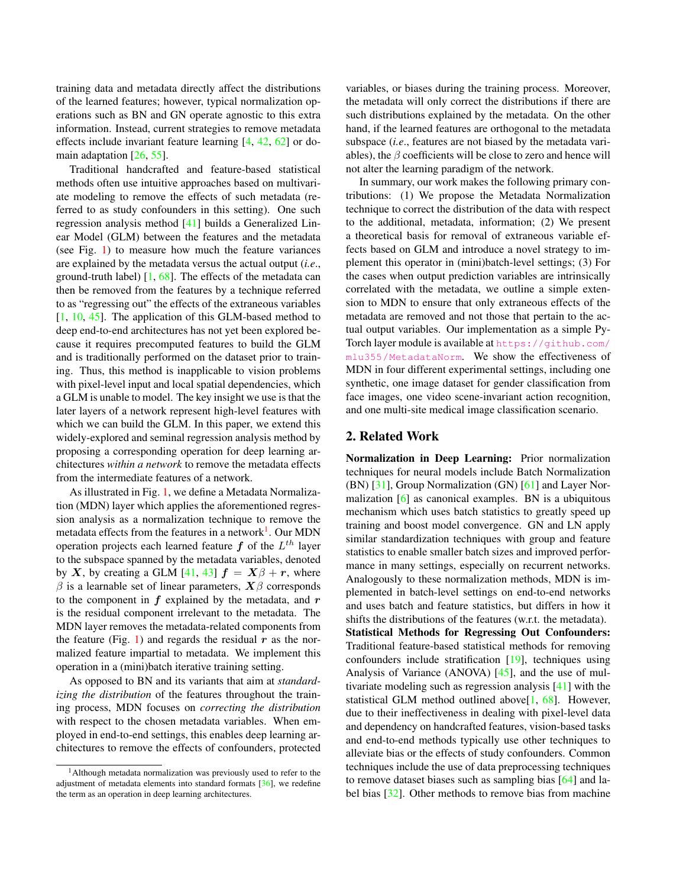training data and metadata directly affect the distributions of the learned features; however, typical normalization operations such as BN and GN operate agnostic to this extra information. Instead, current strategies to remove metadata effects include invariant feature learning [4, 42, 62] or domain adaptation [26, 55].

Traditional handcrafted and feature-based statistical methods often use intuitive approaches based on multivariate modeling to remove the effects of such metadata (referred to as study confounders in this setting). One such regression analysis method [41] builds a Generalized Linear Model (GLM) between the features and the metadata (see Fig. 1) to measure how much the feature variances are explained by the metadata versus the actual output (*i.e*., ground-truth label) [1, 68]. The effects of the metadata can then be removed from the features by a technique referred to as "regressing out" the effects of the extraneous variables [1, 10, 45]. The application of this GLM-based method to deep end-to-end architectures has not yet been explored because it requires precomputed features to build the GLM and is traditionally performed on the dataset prior to training. Thus, this method is inapplicable to vision problems with pixel-level input and local spatial dependencies, which a GLM is unable to model. The key insight we use is that the later layers of a network represent high-level features with which we can build the GLM. In this paper, we extend this widely-explored and seminal regression analysis method by proposing a corresponding operation for deep learning architectures *within a network* to remove the metadata effects from the intermediate features of a network.

As illustrated in Fig. 1, we define a Metadata Normalization (MDN) layer which applies the aforementioned regression analysis as a normalization technique to remove the metadata effects from the features in a network[1]. Our MDN operation projects each learned feature $\boldsymbol{f}$ of the $L^{th}$ layer to the subspace spanned by the metadata variables, denoted by $\boldsymbol{X}$, by creating a GLM [41, 43] $\boldsymbol{f} = \boldsymbol{X}\beta + \boldsymbol{r}$, where $\beta$ is a learnable set of linear parameters, $\boldsymbol{X}\beta$ corresponds to the component in $\boldsymbol{f}$ explained by the metadata, and $\boldsymbol{r}$ is the residual component irrelevant to the metadata. The MDN layer removes the metadata-related components from the feature (Fig. 1) and regards the residual $\boldsymbol{r}$ as the normalized feature impartial to metadata. We implement this operation in a (mini)batch iterative training setting.

As opposed to BN and its variants that aim at *standardizing the distribution* of the features throughout the training process, MDN focuses on *correcting the distribution* with respect to the chosen metadata variables. When employed in end-to-end settings, this enables deep learning architectures to remove the effects of confounders, protected variables, or biases during the training process. Moreover, the metadata will only correct the distributions if there are such distributions explained by the metadata. On the other hand, if the learned features are orthogonal to the metadata subspace (*i.e*., features are not biased by the metadata variables), the $\beta$ coefficients will be close to zero and hence will not alter the learning paradigm of the network.

In summary, our work makes the following primary contributions: (1) We propose the Metadata Normalization technique to correct the distribution of the data with respect to the additional, metadata, information; (2) We present a theoretical basis for removal of extraneous variable effects based on GLM and introduce a novel strategy to implement this operator in (mini)batch-level settings; (3) For the cases when output prediction variables are intrinsically correlated with the metadata, we outline a simple extension to MDN to ensure that only extraneous effects of the metadata are removed and not those that pertain to the actual output variables. Our implementation as a simple PyTorch layer module is available at https://github.com/mlu355/MetadataNorm. We show the effectiveness of MDN in four different experimental settings, including one synthetic, one image dataset for gender classification from face images, one video scene-invariant action recognition, and one multi-site medical image classification scenario.

## 2. Related Work

**Normalization in Deep Learning:** Prior normalization techniques for neural models include Batch Normalization (BN) [31], Group Normalization (GN) [61] and Layer Normalization [6] as canonical examples. BN is a ubiquitous mechanism which uses batch statistics to greatly speed up training and boost model convergence. GN and LN apply similar standardization techniques with group and feature statistics to enable smaller batch sizes and improved performance in many settings, especially on recurrent networks. Analogously to these normalization methods, MDN is implemented in batch-level settings on end-to-end networks and uses batch and feature statistics, but differs in how it shifts the distributions of the features (w.r.t. the metadata).

**Statistical Methods for Regressing Out Confounders:** Traditional feature-based statistical methods for removing confounders include stratification [19], techniques using Analysis of Variance (ANOVA) [45], and the use of multivariate modeling such as regression analysis [41] with the statistical GLM method outlined above[1, 68]. However, due to their ineffectiveness in dealing with pixel-level data and dependency on handcrafted features, vision-based tasks and end-to-end methods typically use other techniques to alleviate bias or the effects of study confounders. Common techniques include the use of data preprocessing techniques to remove dataset biases such as sampling bias [64] and label bias [32]. Other methods to remove bias from machine

[1] Although metadata normalization was previously used to refer to the adjustment of metadata elements into standard formats [36], we redefine the term as an operation in deep learning architectures.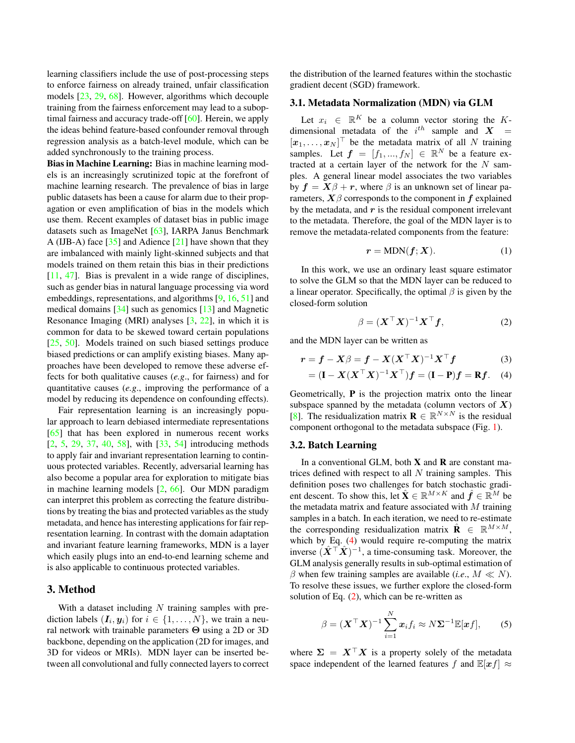learning classifiers include the use of post-processing steps to enforce fairness on already trained, unfair classification models [23, 29, 68]. However, algorithms which decouple training from the fairness enforcement may lead to a suboptimal fairness and accuracy trade-off [60]. Herein, we apply the ideas behind feature-based confounder removal through regression analysis as a batch-level module, which can be added synchronously to the training process.

**Bias in Machine Learning:** Bias in machine learning models is an increasingly scrutinized topic at the forefront of machine learning research. The prevalence of bias in large public datasets has been a cause for alarm due to their propagation or even amplification of bias in the models which use them. Recent examples of dataset bias in public image datasets such as ImageNet [63], IARPA Janus Benchmark A (IJB-A) face [35] and Adience [21] have shown that they are imbalanced with mainly light-skinned subjects and that models trained on them retain this bias in their predictions [11, 47]. Bias is prevalent in a wide range of disciplines, such as gender bias in natural language processing via word embeddings, representations, and algorithms [9, 16, 51] and medical domains [34] such as genomics [13] and Magnetic Resonance Imaging (MRI) analyses [3, 22], in which it is common for data to be skewed toward certain populations [25, 50]. Models trained on such biased settings produce biased predictions or can amplify existing biases. Many approaches have been developed to remove these adverse effects for both qualitative causes (*e.g*., for fairness) and for quantitative causes (*e.g*., improving the performance of a model by reducing its dependence on confounding effects).

Fair representation learning is an increasingly popular approach to learn debiased intermediate representations [65] that has been explored in numerous recent works [2, 5, 29, 37, 40, 58], with [33, 54] introducing methods to apply fair and invariant representation learning to continuous protected variables. Recently, adversarial learning has also become a popular area for exploration to mitigate bias in machine learning models [2, 66]. Our MDN paradigm can interpret this problem as correcting the feature distributions by treating the bias and protected variables as the study metadata, and hence has interesting applications for fair representation learning. In contrast with the domain adaptation and invariant feature learning frameworks, MDN is a layer which easily plugs into an end-to-end learning scheme and is also applicable to continuous protected variables.

# 3. Method

With a dataset including $N$ training samples with prediction labels $(\boldsymbol{I}_i, \boldsymbol{y}_i)$ for $i \in \{1, \dots, N\}$, we train a neural network with trainable parameters $\boldsymbol{\Theta}$ using a 2D or 3D backbone, depending on the application (2D for images, and 3D for videos or MRIs). MDN layer can be inserted between all convolutional and fully connected layers to correct the distribution of the learned features within the stochastic gradient decent (SGD) framework.

## 3.1. Metadata Normalization (MDN) via GLM

Let $x_i \in \mathbb{R}^K$ be a column vector storing the $K$-dimensional metadata of the $i^{th}$ sample and $\boldsymbol{X} = [\boldsymbol{x}_1, \dots, \boldsymbol{x}_N]^\top$ be the metadata matrix of all $N$ training samples. Let $\boldsymbol{f} = [f_1, ..., f_N] \in \mathbb{R}^N$ be a feature extracted at a certain layer of the network for the $N$ samples. A general linear model associates the two variables by $\boldsymbol{f} = \boldsymbol{X}\beta + \boldsymbol{r}$, where $\beta$ is an unknown set of linear parameters, $\boldsymbol{X}\beta$ corresponds to the component in $\boldsymbol{f}$ explained by the metadata, and $\boldsymbol{r}$ is the residual component irrelevant to the metadata. Therefore, the goal of the MDN layer is to remove the metadata-related components from the feature:

$$\boldsymbol{r} = \text{MDN}(\boldsymbol{f}; \boldsymbol{X}). \tag{1}$$

In this work, we use an ordinary least square estimator to solve the GLM so that the MDN layer can be reduced to a linear operator. Specifically, the optimal $\beta$ is given by the closed-form solution

$$\beta = (\boldsymbol{X}^\top \boldsymbol{X})^{-1} \boldsymbol{X}^\top \boldsymbol{f}, \tag{2}$$

and the MDN layer can be written as

$$\boldsymbol{r} = \boldsymbol{f} - \boldsymbol{X}\beta = \boldsymbol{f} - \boldsymbol{X}(\boldsymbol{X}^\top \boldsymbol{X})^{-1} \boldsymbol{X}^\top \boldsymbol{f} \tag{3}$$

$$= (\mathbf{I} - \boldsymbol{X}(\boldsymbol{X}^\top \boldsymbol{X})^{-1} \boldsymbol{X}^\top) \boldsymbol{f} = (\mathbf{I} - \mathbf{P})\boldsymbol{f} = \mathbf{R}\boldsymbol{f}. \tag{4}$$

Geometrically, $\mathbf{P}$ is the projection matrix onto the linear subspace spanned by the metadata (column vectors of $\boldsymbol{X}$) [8]. The residualization matrix $\mathbf{R} \in \mathbb{R}^{N \times N}$ is the residual component orthogonal to the metadata subspace (Fig. 1).

## 3.2. Batch Learning

In a conventional GLM, both $\mathbf{X}$ and $\mathbf{R}$ are constant matrices defined with respect to all $N$ training samples. This definition poses two challenges for batch stochastic gradient descent. To show this, let $\hat{\mathbf{X}} \in \mathbb{R}^{M \times K}$ and $\hat{\boldsymbol{f}} \in \mathbb{R}^M$ be the metadata matrix and feature associated with $M$ training samples in a batch. In each iteration, we need to re-estimate the corresponding residualization matrix $\hat{\mathbf{R}} \in \mathbb{R}^{M \times M}$, which by Eq. (4) would require re-computing the matrix inverse $(\hat{\boldsymbol{X}}^\top \hat{\boldsymbol{X}})^{-1}$, a time-consuming task. Moreover, the GLM analysis generally results in sub-optimal estimation of $\beta$ when few training samples are available (*i.e*., $M \ll N$). To resolve these issues, we further explore the closed-form solution of Eq. (2), which can be re-written as

$$\beta = (\boldsymbol{X}^\top \boldsymbol{X})^{-1} \sum_{i=1}^{N} \boldsymbol{x}_i f_i \approx N \boldsymbol{\Sigma}^{-1} \mathbb{E}[\boldsymbol{x} f], \tag{5}$$

where $\boldsymbol{\Sigma} = \boldsymbol{X}^\top \boldsymbol{X}$ is a property solely of the metadata space independent of the learned features $f$ and $\mathbb{E}[\boldsymbol{x} f] \approx$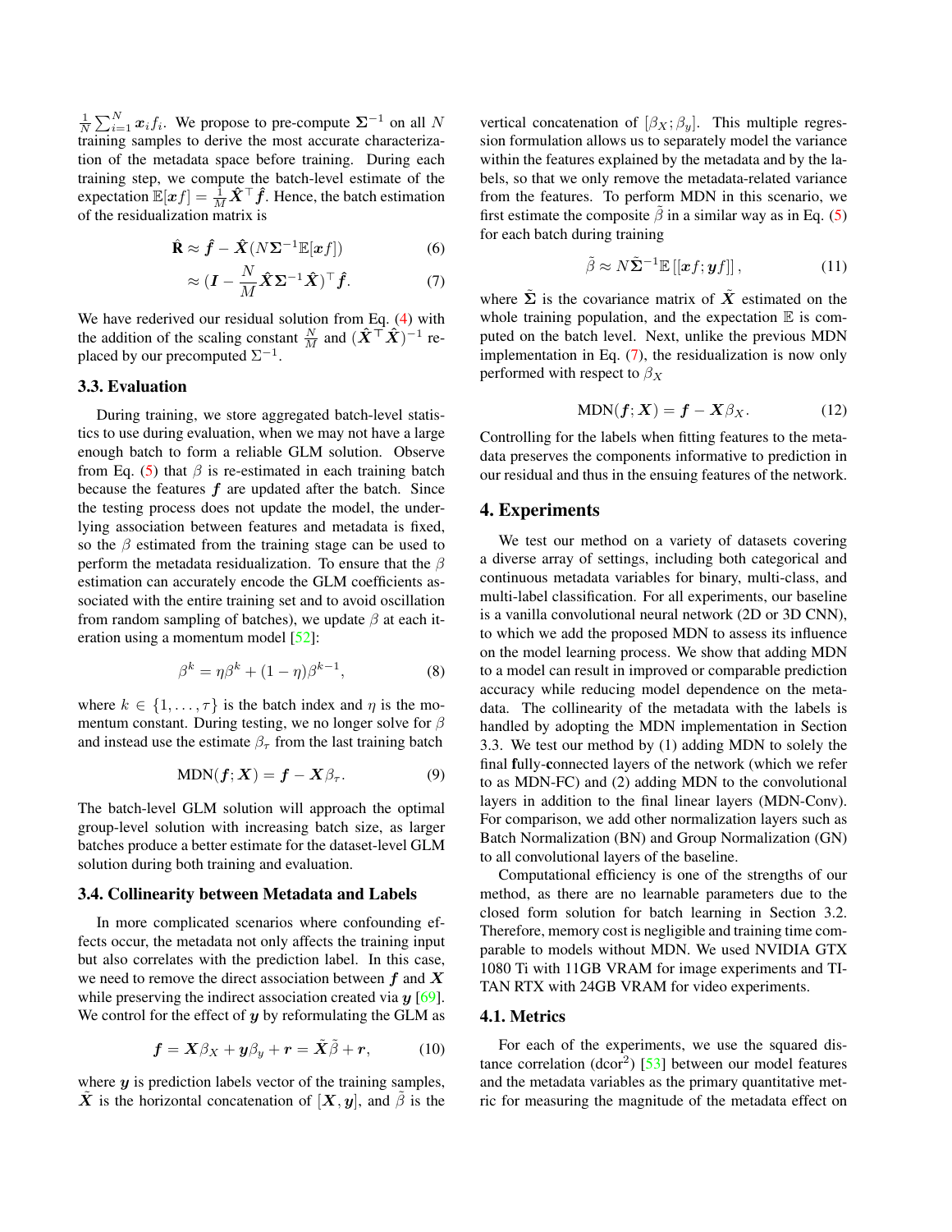$\frac{1}{N}\sum_{i=1}^{N} \boldsymbol{x}_i f_i$. We propose to pre-compute $\boldsymbol{\Sigma}^{-1}$ on all $N$ training samples to derive the most accurate characterization of the metadata space before training. During each training step, we compute the batch-level estimate of the expectation $\mathbb{E}[\boldsymbol{x}f] = \frac{1}{M}\hat{\boldsymbol{X}}^\top \hat{\boldsymbol{f}}$. Hence, the batch estimation of the residualization matrix is

$$\hat{\mathbf{R}} \approx \hat{\boldsymbol{f}} - \hat{\boldsymbol{X}}(N\boldsymbol{\Sigma}^{-1}\mathbb{E}[\boldsymbol{x}f]) \tag{6}$$

$$\approx (\boldsymbol{I} - \frac{N}{M}\hat{\boldsymbol{X}}\boldsymbol{\Sigma}^{-1}\hat{\boldsymbol{X}})^\top \hat{\boldsymbol{f}}. \tag{7}$$

We have rederived our residual solution from Eq. (4) with the addition of the scaling constant $\frac{N}{M}$ and $(\hat{\boldsymbol{X}}^\top\hat{\boldsymbol{X}})^{-1}$ replaced by our precomputed $\Sigma^{-1}$.

### 3.3. Evaluation

During training, we store aggregated batch-level statistics to use during evaluation, when we may not have a large enough batch to form a reliable GLM solution. Observe from Eq. (5) that $\beta$ is re-estimated in each training batch because the features $\boldsymbol{f}$ are updated after the batch. Since the testing process does not update the model, the underlying association between features and metadata is fixed, so the $\beta$ estimated from the training stage can be used to perform the metadata residualization. To ensure that the $\beta$ estimation can accurately encode the GLM coefficients associated with the entire training set and to avoid oscillation from random sampling of batches), we update $\beta$ at each iteration using a momentum model [52]:

$$\beta^k = \eta\beta^k + (1-\eta)\beta^{k-1}, \tag{8}$$

where $k \in \{1, \ldots, \tau\}$ is the batch index and $\eta$ is the momentum constant. During testing, we no longer solve for $\beta$ and instead use the estimate $\beta_\tau$ from the last training batch

$$\mathrm{MDN}(\boldsymbol{f}; \boldsymbol{X}) = \boldsymbol{f} - \boldsymbol{X}\beta_\tau. \tag{9}$$

The batch-level GLM solution will approach the optimal group-level solution with increasing batch size, as larger batches produce a better estimate for the dataset-level GLM solution during both training and evaluation.

### 3.4. Collinearity between Metadata and Labels

In more complicated scenarios where confounding effects occur, the metadata not only affects the training input but also correlates with the prediction label. In this case, we need to remove the direct association between $\boldsymbol{f}$ and $\boldsymbol{X}$ while preserving the indirect association created via $\boldsymbol{y}$ [69]. We control for the effect of $\boldsymbol{y}$ by reformulating the GLM as

$$\boldsymbol{f} = \boldsymbol{X}\beta_X + \boldsymbol{y}\beta_y + \boldsymbol{r} = \tilde{\boldsymbol{X}}\tilde{\beta} + \boldsymbol{r}, \tag{10}$$

where $\boldsymbol{y}$ is prediction labels vector of the training samples, $\tilde{\boldsymbol{X}}$ is the horizontal concatenation of $[\boldsymbol{X}, \boldsymbol{y}]$, and $\tilde{\beta}$ is the vertical concatenation of $[\beta_X; \beta_y]$. This multiple regression formulation allows us to separately model the variance within the features explained by the metadata and by the labels, so that we only remove the metadata-related variance from the features. To perform MDN in this scenario, we first estimate the composite $\tilde{\beta}$ in a similar way as in Eq. (5) for each batch during training

$$\tilde{\beta} \approx N\tilde{\boldsymbol{\Sigma}}^{-1}\mathbb{E}\left[[\boldsymbol{x}f; \boldsymbol{y}f]\right], \tag{11}$$

where $\tilde{\boldsymbol{\Sigma}}$ is the covariance matrix of $\tilde{\boldsymbol{X}}$ estimated on the whole training population, and the expectation $\mathbb{E}$ is computed on the batch level. Next, unlike the previous MDN implementation in Eq. (7), the residualization is now only performed with respect to $\beta_X$

$$\mathrm{MDN}(\boldsymbol{f}; \boldsymbol{X}) = \boldsymbol{f} - \boldsymbol{X}\beta_X. \tag{12}$$

Controlling for the labels when fitting features to the metadata preserves the components informative to prediction in our residual and thus in the ensuing features of the network.

## 4. Experiments

We test our method on a variety of datasets covering a diverse array of settings, including both categorical and continuous metadata variables for binary, multi-class, and multi-label classification. For all experiments, our baseline is a vanilla convolutional neural network (2D or 3D CNN), to which we add the proposed MDN to assess its influence on the model learning process. We show that adding MDN to a model can result in improved or comparable prediction accuracy while reducing model dependence on the metadata. The collinearity of the metadata with the labels is handled by adopting the MDN implementation in Section 3.3. We test our method by (1) adding MDN to solely the final **f**ully-**c**onnected layers of the network (which we refer to as MDN-FC) and (2) adding MDN to the convolutional layers in addition to the final linear layers (MDN-Conv). For comparison, we add other normalization layers such as Batch Normalization (BN) and Group Normalization (GN) to all convolutional layers of the baseline.

Computational efficiency is one of the strengths of our method, as there are no learnable parameters due to the closed form solution for batch learning in Section 3.2. Therefore, memory cost is negligible and training time comparable to models without MDN. We used NVIDIA GTX 1080 Ti with 11GB VRAM for image experiments and TITAN RTX with 24GB VRAM for video experiments.

### 4.1. Metrics

For each of the experiments, we use the squared distance correlation (dcor$^2$) [53] between our model features and the metadata variables as the primary quantitative metric for measuring the magnitude of the metadata effect on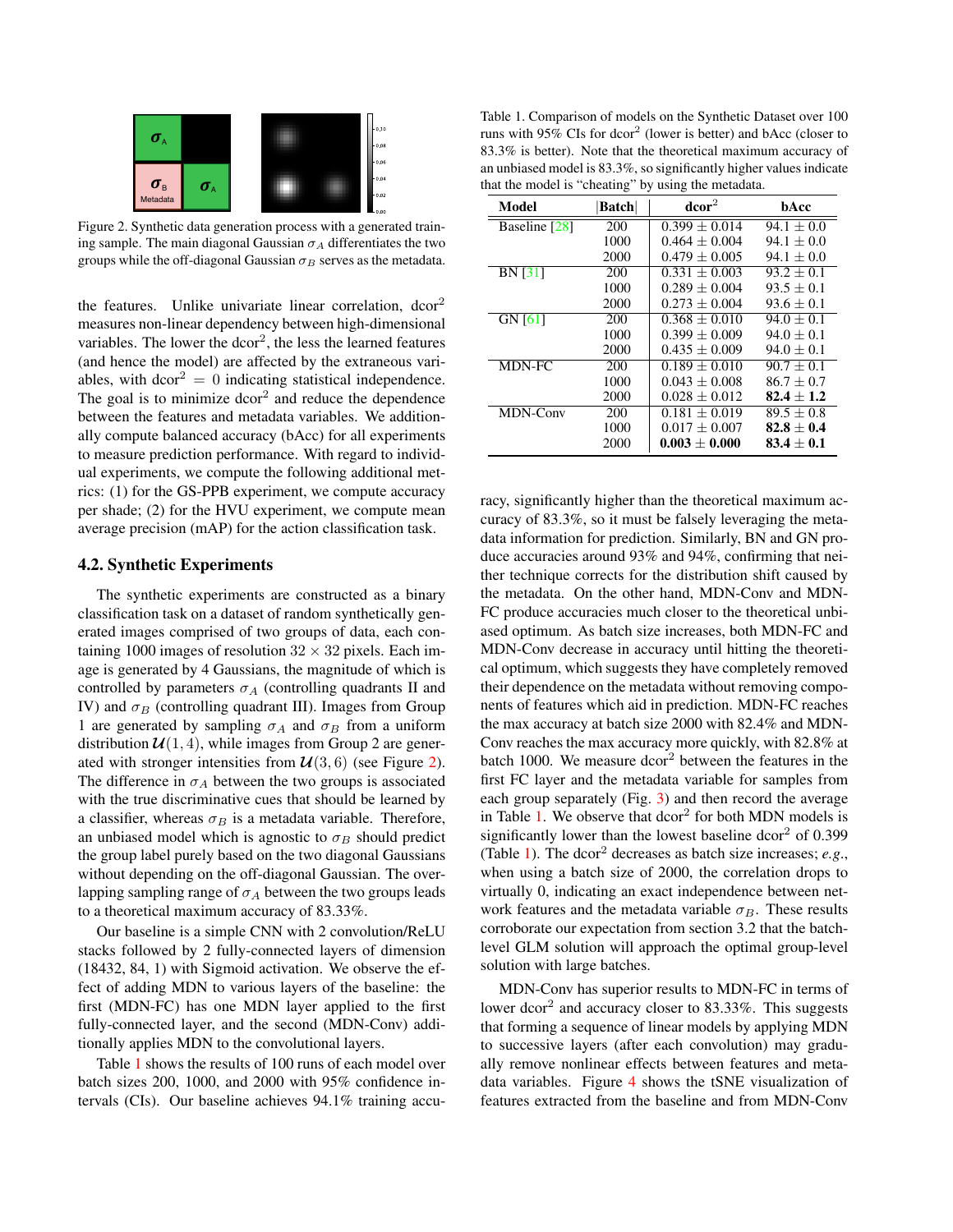$\sigma_A$

$\sigma_B$

Metadata

$\sigma_A$

0.10

0.08

0.06

0.04

0.02

0.00

Figure 2. Synthetic data generation process with a generated training sample. The main diagonal Gaussian $\sigma_A$ differentiates the two groups while the off-diagonal Gaussian $\sigma_B$ serves as the metadata.

the features. Unlike univariate linear correlation, dcor$^2$ measures non-linear dependency between high-dimensional variables. The lower the dcor$^2$, the less the learned features (and hence the model) are affected by the extraneous variables, with dcor$^2$ = 0 indicating statistical independence. The goal is to minimize dcor$^2$ and reduce the dependence between the features and metadata variables. We additionally compute balanced accuracy (bAcc) for all experiments to measure prediction performance. With regard to individual experiments, we compute the following additional metrics: (1) for the GS-PPB experiment, we compute accuracy per shade; (2) for the HVU experiment, we compute mean average precision (mAP) for the action classification task.

### 4.2. Synthetic Experiments

The synthetic experiments are constructed as a binary classification task on a dataset of random synthetically generated images comprised of two groups of data, each containing 1000 images of resolution $32 \times 32$ pixels. Each image is generated by 4 Gaussians, the magnitude of which is controlled by parameters $\sigma_A$ (controlling quadrants II and IV) and $\sigma_B$ (controlling quadrant III). Images from Group 1 are generated by sampling $\sigma_A$ and $\sigma_B$ from a uniform distribution $\mathcal{U}(1, 4)$, while images from Group 2 are generated with stronger intensities from $\mathcal{U}(3, 6)$ (see Figure 2). The difference in $\sigma_A$ between the two groups is associated with the true discriminative cues that should be learned by a classifier, whereas $\sigma_B$ is a metadata variable. Therefore, an unbiased model which is agnostic to $\sigma_B$ should predict the group label purely based on the two diagonal Gaussians without depending on the off-diagonal Gaussian. The overlapping sampling range of $\sigma_A$ between the two groups leads to a theoretical maximum accuracy of 83.33%.

Our baseline is a simple CNN with 2 convolution/ReLU stacks followed by 2 fully-connected layers of dimension (18432, 84, 1) with Sigmoid activation. We observe the effect of adding MDN to various layers of the baseline: the first (MDN-FC) has one MDN layer applied to the first fully-connected layer, and the second (MDN-Conv) additionally applies MDN to the convolutional layers.

Table 1 shows the results of 100 runs of each model over batch sizes 200, 1000, and 2000 with 95% confidence intervals (CIs). Our baseline achieves 94.1% training accuracy, significantly higher than the theoretical maximum accuracy of 83.3%, so it must be falsely leveraging the metadata information for prediction. Similarly, BN and GN produce accuracies around 93% and 94%, confirming that neither technique corrects for the distribution shift caused by the metadata. On the other hand, MDN-Conv and MDN-FC produce accuracies much closer to the theoretical unbiased optimum. As batch size increases, both MDN-FC and MDN-Conv decrease in accuracy until hitting the theoretical optimum, which suggests they have completely removed their dependence on the metadata without removing components of features which aid in prediction. MDN-FC reaches the max accuracy at batch size 2000 with 82.4% and MDN-Conv reaches the max accuracy more quickly, with 82.8% at batch 1000. We measure dcor$^2$ between the features in the first FC layer and the metadata variable for samples from each group separately (Fig. 3) and then record the average in Table 1. We observe that dcor$^2$ for both MDN models is significantly lower than the lowest baseline dcor$^2$ of 0.399 (Table 1). The dcor$^2$ decreases as batch size increases; *e.g.*, when using a batch size of 2000, the correlation drops to virtually 0, indicating an exact independence between network features and the metadata variable $\sigma_B$. These results corroborate our expectation from section 3.2 that the batch-level GLM solution will approach the optimal group-level solution with large batches.

Table 1. Comparison of models on the Synthetic Dataset over 100 runs with 95% CIs for dcor$^2$ (lower is better) and bAcc (closer to 83.3% is better). Note that the theoretical maximum accuracy of an unbiased model is 83.3%, so significantly higher values indicate that the model is "cheating" by using the metadata.

| Model | \|Batch\| | dcor$^2$ | bAcc |
|---|---|---|---|
| Baseline [28] | 200 | 0.399 ± 0.014 | 94.1 ± 0.0 |
| | 1000 | 0.464 ± 0.004 | 94.1 ± 0.0 |
| | 2000 | 0.479 ± 0.005 | 94.1 ± 0.0 |
| BN [31] | 200 | 0.331 ± 0.003 | 93.2 ± 0.1 |
| | 1000 | 0.289 ± 0.004 | 93.5 ± 0.1 |
| | 2000 | 0.273 ± 0.004 | 93.6 ± 0.1 |
| GN [61] | 200 | 0.368 ± 0.010 | 94.0 ± 0.1 |
| | 1000 | 0.399 ± 0.009 | 94.0 ± 0.1 |
| | 2000 | 0.435 ± 0.009 | 94.0 ± 0.1 |
| MDN-FC | 200 | 0.189 ± 0.010 | 90.7 ± 0.1 |
| | 1000 | 0.043 ± 0.008 | 86.7 ± 0.7 |
| | 2000 | 0.028 ± 0.012 | **82.4 ± 1.2** |
| MDN-Conv | 200 | 0.181 ± 0.019 | 89.5 ± 0.8 |
| | 1000 | 0.017 ± 0.007 | **82.8 ± 0.4** |
| | 2000 | **0.003 ± 0.000** | **83.4 ± 0.1** |

MDN-Conv has superior results to MDN-FC in terms of lower dcor$^2$ and accuracy closer to 83.33%. This suggests that forming a sequence of linear models by applying MDN to successive layers (after each convolution) may gradually remove nonlinear effects between features and metadata variables. Figure 4 shows the tSNE visualization of features extracted from the baseline and from MDN-Conv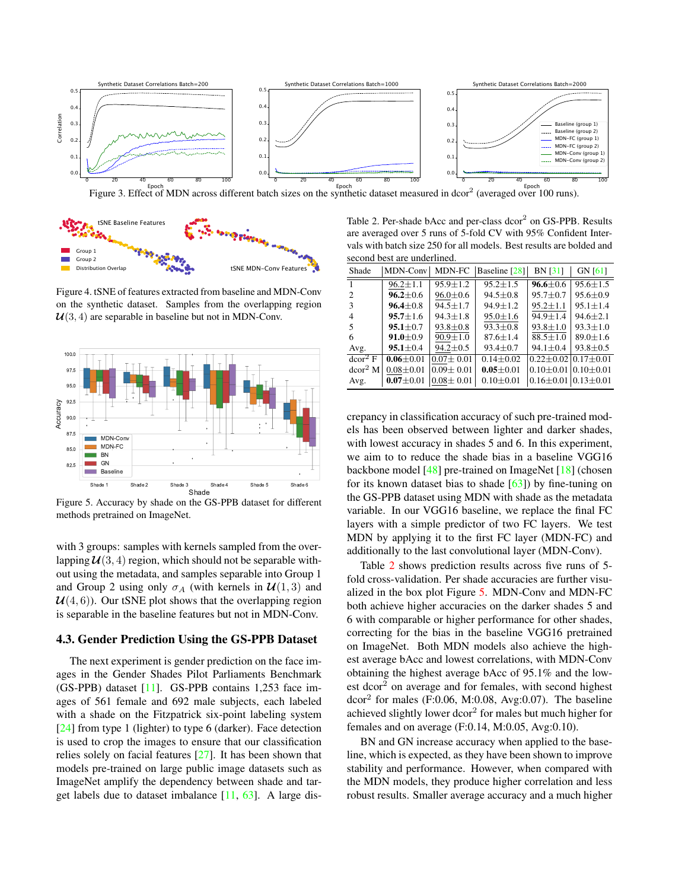Synthetic Dataset Correlations Batch=200

Synthetic Dataset Correlations Batch=1000

Synthetic Dataset Correlations Batch=2000

Correlation

Epoch

Baseline (group 1)
Baseline (group 2)
MDN-FC (group 1)
MDN-FC (group 2)
MDN-Conv (group 1)
MDN-Conv (group 2)

Figure 3. Effect of MDN across different batch sizes on the synthetic dataset measured in dcor$^2$ (averaged over 100 runs).

tSNE Baseline Features

tSNE MDN-Conv Features

Group 1
Group 2
Distribution Overlap

Figure 4. tSNE of features extracted from baseline and MDN-Conv on the synthetic dataset. Samples from the overlapping region $\mathcal{U}(3,4)$ are separable in baseline but not in MDN-Conv.

Accuracy

Shade

Shade 1, Shade 2, Shade 3, Shade 4, Shade 5, Shade 6

MDN-Conv
MDN-FC
BN
GN
Baseline

Figure 5. Accuracy by shade on the GS-PPB dataset for different methods pretrained on ImageNet.

with 3 groups: samples with kernels sampled from the overlapping $\mathcal{U}(3,4)$ region, which should not be separable without using the metadata, and samples separable into Group 1 and Group 2 using only $\sigma_A$ (with kernels in $\mathcal{U}(1,3)$ and $\mathcal{U}(4,6)$). Our tSNE plot shows that the overlapping region is separable in the baseline features but not in MDN-Conv.

### 4.3. Gender Prediction Using the GS-PPB Dataset

The next experiment is gender prediction on the face images in the Gender Shades Pilot Parliaments Benchmark (GS-PPB) dataset [11]. GS-PPB contains 1,253 face images of 561 female and 692 male subjects, each labeled with a shade on the Fitzpatrick six-point labeling system [24] from type 1 (lighter) to type 6 (darker). Face detection is used to crop the images to ensure that our classification relies solely on facial features [27]. It has been shown that models pre-trained on large public image datasets such as ImageNet amplify the dependency between shade and target labels due to dataset imbalance [11, 63]. A large discrepancy in classification accuracy of such pre-trained models has been observed between lighter and darker shades, with lowest accuracy in shades 5 and 6. In this experiment, we aim to to reduce the shade bias in a baseline VGG16 backbone model [48] pre-trained on ImageNet [18] (chosen for its known dataset bias to shade [63]) by fine-tuning on the GS-PPB dataset using MDN with shade as the metadata variable. In our VGG16 baseline, we replace the final FC layers with a simple predictor of two FC layers. We test MDN by applying it to the first FC layer (MDN-FC) and additionally to the last convolutional layer (MDN-Conv).

Table 2. Per-shade bAcc and per-class dcor$^2$ on GS-PPB. Results are averaged over 5 runs of 5-fold CV with 95% Confident Intervals with batch size 250 for all models. Best results are bolded and second best are underlined.

| Shade | MDN-Conv | MDN-FC | Baseline [28] | BN [31] | GN [61] |
|---|---|---|---|---|---|
| 1 | <u>96.2</u>±1.1 | 95.9±1.2 | 95.2±1.5 | **96.6**±0.6 | 95.6±1.5 |
| 2 | **96.2**±0.6 | <u>96.0</u>±0.6 | 94.5±0.8 | 95.7±0.7 | 95.6±0.9 |
| 3 | **96.4**±0.8 | 94.5±1.7 | 94.9±1.2 | <u>95.2</u>±1.1 | 95.1±1.4 |
| 4 | **95.7**±1.6 | 94.3±1.8 | <u>95.0</u>±1.6 | 94.9±1.4 | 94.6±2.1 |
| 5 | **95.1**±0.7 | <u>93.8</u>±0.8 | 93.3±0.8 | <u>93.8</u>±1.0 | 93.3±1.0 |
| 6 | **91.0**±0.9 | <u>90.9</u>±1.0 | 87.6±1.4 | 88.5±1.0 | 89.0±1.6 |
| Avg. | **95.1**±0.4 | <u>94.2</u>±0.5 | 93.4±0.7 | 94.1±0.4 | 93.8±0.5 |
| dcor$^2$ F | **0.06**±0.01 | <u>0.07</u>± 0.01 | 0.14±0.02 | 0.22±0.02 | 0.17±0.01 |
| dcor$^2$ M | <u>0.08</u>±0.01 | 0.09± 0.01 | **0.05**±0.01 | 0.10±0.01 | 0.10±0.01 |
| Avg. | **0.07**±0.01 | <u>0.08</u>± 0.01 | 0.10±0.01 | 0.16±0.01 | 0.13±0.01 |

Table 2 shows prediction results across five runs of 5-fold cross-validation. Per shade accuracies are further visualized in the box plot Figure 5. MDN-Conv and MDN-FC both achieve higher accuracies on the darker shades 5 and 6 with comparable or higher performance for other shades, correcting for the bias in the baseline VGG16 pretrained on ImageNet. Both MDN models also achieve the highest average bAcc and lowest correlations, with MDN-Conv obtaining the highest average bAcc of 95.1% and the lowest dcor$^2$ on average and for females, with second highest dcor$^2$ for males (F:0.06, M:0.08, Avg:0.07). The baseline achieved slightly lower dcor$^2$ for males but much higher for females and on average (F:0.14, M:0.05, Avg:0.10).

BN and GN increase accuracy when applied to the baseline, which is expected, as they have been shown to improve stability and performance. However, when compared with the MDN models, they produce higher correlation and less robust results. Smaller average accuracy and a much higher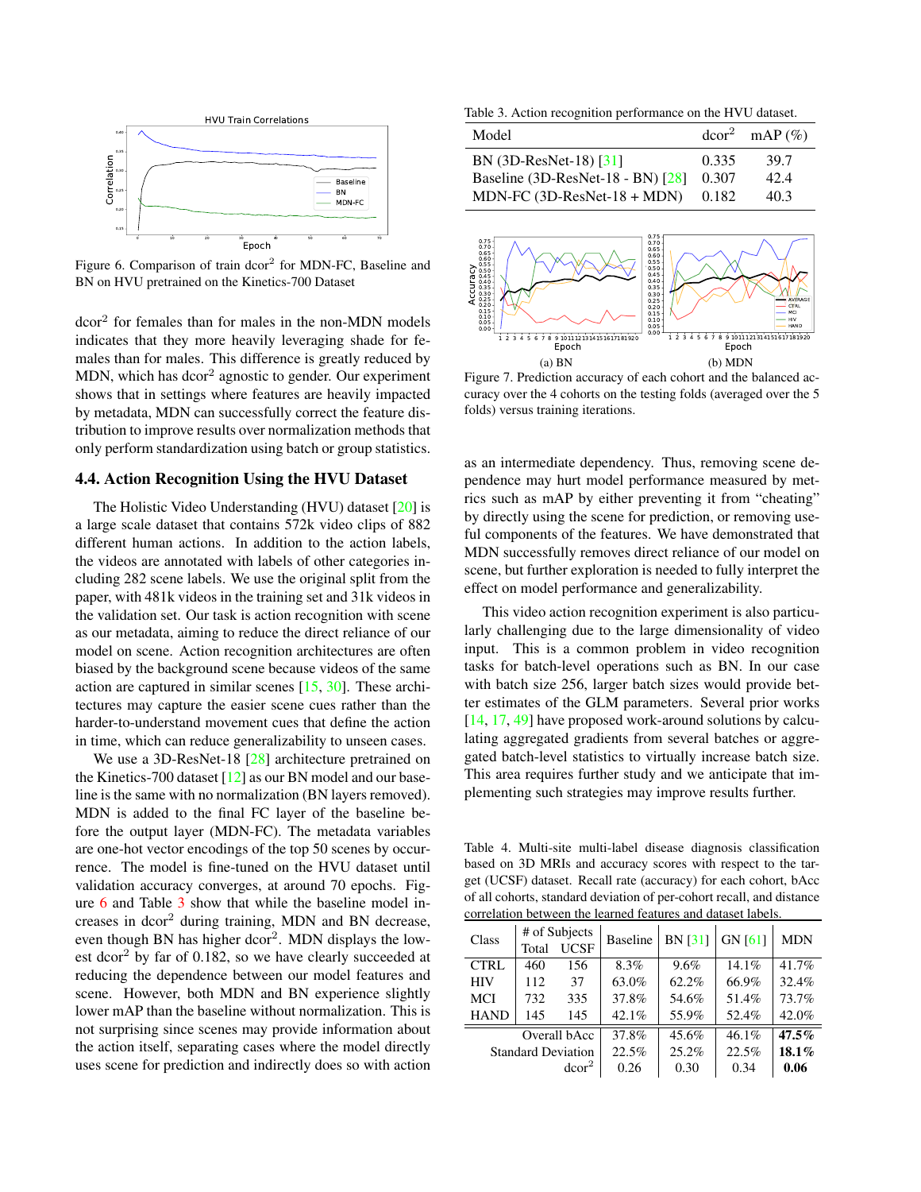HVU Train Correlations

Correlation

0.40
0.35
0.30
0.25
0.20
0.15

0 10 20 30 40 50 60 70

Epoch

Baseline
BN
MDN-FC

Figure 6. Comparison of train dcor$^2$ for MDN-FC, Baseline and BN on HVU pretrained on the Kinetics-700 Dataset

dcor$^2$ for females than for males in the non-MDN models indicates that they more heavily leveraging shade for females than for males. This difference is greatly reduced by MDN, which has dcor$^2$ agnostic to gender. Our experiment shows that in settings where features are heavily impacted by metadata, MDN can successfully correct the feature distribution to improve results over normalization methods that only perform standardization using batch or group statistics.

### 4.4. Action Recognition Using the HVU Dataset

The Holistic Video Understanding (HVU) dataset [20] is a large scale dataset that contains 572k video clips of 882 different human actions. In addition to the action labels, the videos are annotated with labels of other categories including 282 scene labels. We use the original split from the paper, with 481k videos in the training set and 31k videos in the validation set. Our task is action recognition with scene as our metadata, aiming to reduce the direct reliance of our model on scene. Action recognition architectures are often biased by the background scene because videos of the same action are captured in similar scenes [15, 30]. These architectures may capture the easier scene cues rather than the harder-to-understand movement cues that define the action in time, which can reduce generalizability to unseen cases.

We use a 3D-ResNet-18 [28] architecture pretrained on the Kinetics-700 dataset [12] as our BN model and our baseline is the same with no normalization (BN layers removed). MDN is added to the final FC layer of the baseline before the output layer (MDN-FC). The metadata variables are one-hot vector encodings of the top 50 scenes by occurrence. The model is fine-tuned on the HVU dataset until validation accuracy converges, at around 70 epochs. Figure 6 and Table 3 show that while the baseline model increases in dcor$^2$ during training, MDN and BN decrease, even though BN has higher dcor$^2$. MDN displays the lowest dcor$^2$ by far of 0.182, so we have clearly succeeded at reducing the dependence between our model features and scene. However, both MDN and BN experience slightly lower mAP than the baseline without normalization. This is not surprising since scenes may provide information about the action itself, separating cases where the model directly uses scene for prediction and indirectly does so with action as an intermediate dependency. Thus, removing scene dependence may hurt model performance measured by metrics such as mAP by either preventing it from "cheating" by directly using the scene for prediction, or removing useful components of the features. We have demonstrated that MDN successfully removes direct reliance of our model on scene, but further exploration is needed to fully interpret the effect on model performance and generalizability.

This video action recognition experiment is also particularly challenging due to the large dimensionality of video input. This is a common problem in video recognition tasks for batch-level operations such as BN. In our case with batch size 256, larger batch sizes would provide better estimates of the GLM parameters. Several prior works [14, 17, 49] have proposed work-around solutions by calculating aggregated gradients from several batches or aggregated batch-level statistics to virtually increase batch size. This area requires further study and we anticipate that implementing such strategies may improve results further.

Table 3. Action recognition performance on the HVU dataset.

| Model | dcor$^2$ | mAP (%) |
|---|---|---|
| BN (3D-ResNet-18) [31] | 0.335 | 39.7 |
| Baseline (3D-ResNet-18 - BN) [28] | 0.307 | 42.4 |
| MDN-FC (3D-ResNet-18 + MDN) | 0.182 | 40.3 |

Accuracy

Epoch

(a) BN

AVERAGE
CTRL
MCI
HIV
HAND

Epoch

(b) MDN

Figure 7. Prediction accuracy of each cohort and the balanced accuracy over the 4 cohorts on the testing folds (averaged over the 5 folds) versus training iterations.

Table 4. Multi-site multi-label disease diagnosis classification based on 3D MRIs and accuracy scores with respect to the target (UCSF) dataset. Recall rate (accuracy) for each cohort, bAcc of all cohorts, standard deviation of per-cohort recall, and distance correlation between the learned features and dataset labels.

| Class | # of Subjects Total | UCSF | Baseline | BN [31] | GN [61] | MDN |
|---|---|---|---|---|---|---|
| CTRL | 460 | 156 | 8.3% | 9.6% | 14.1% | 41.7% |
| HIV | 112 | 37 | 63.0% | 62.2% | 66.9% | 32.4% |
| MCI | 732 | 335 | 37.8% | 54.6% | 51.4% | 73.7% |
| HAND | 145 | 145 | 42.1% | 55.9% | 52.4% | 42.0% |
| Overall bAcc | | | 37.8% | 45.6% | 46.1% | **47.5%** |
| Standard Deviation | | | 22.5% | 25.2% | 22.5% | **18.1%** |
| dcor$^2$ | | | 0.26 | 0.30 | 0.34 | **0.06** |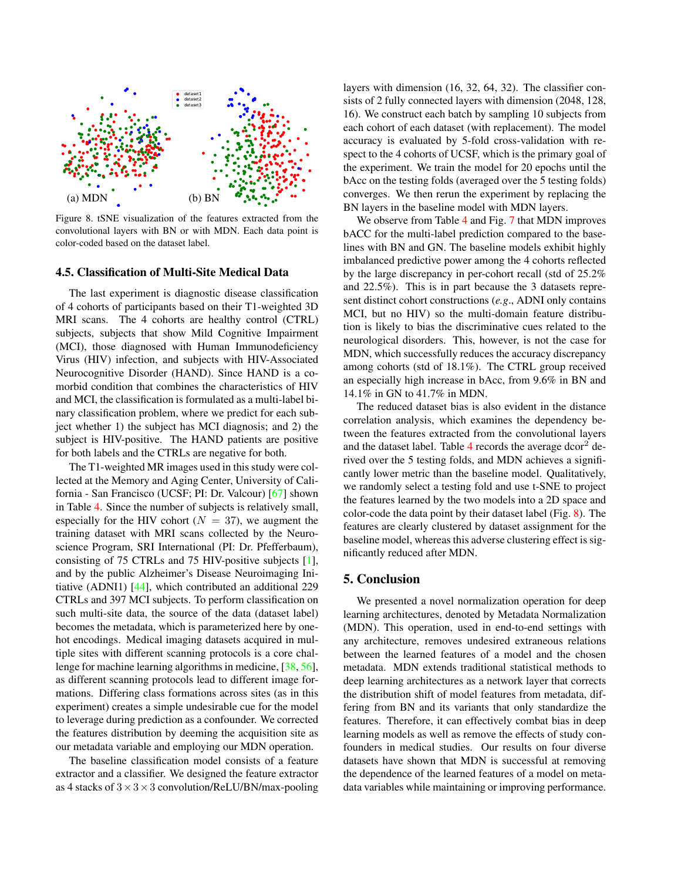dataset1
dataset2
dataset3

(a) MDN

(b) BN

Figure 8. tSNE visualization of the features extracted from the convolutional layers with BN or with MDN. Each data point is color-coded based on the dataset label.

### 4.5. Classification of Multi-Site Medical Data

The last experiment is diagnostic disease classification of 4 cohorts of participants based on their T1-weighted 3D MRI scans. The 4 cohorts are healthy control (CTRL) subjects, subjects that show Mild Cognitive Impairment (MCI), those diagnosed with Human Immunodeficiency Virus (HIV) infection, and subjects with HIV-Associated Neurocognitive Disorder (HAND). Since HAND is a comorbid condition that combines the characteristics of HIV and MCI, the classification is formulated as a multi-label binary classification problem, where we predict for each subject whether 1) the subject has MCI diagnosis; and 2) the subject is HIV-positive. The HAND patients are positive for both labels and the CTRLs are negative for both.

The T1-weighted MR images used in this study were collected at the Memory and Aging Center, University of California - San Francisco (UCSF; PI: Dr. Valcour) [67] shown in Table 4. Since the number of subjects is relatively small, especially for the HIV cohort ($N = 37$), we augment the training dataset with MRI scans collected by the Neuroscience Program, SRI International (PI: Dr. Pfefferbaum), consisting of 75 CTRLs and 75 HIV-positive subjects [1], and by the public Alzheimer's Disease Neuroimaging Initiative (ADNI1) [44], which contributed an additional 229 CTRLs and 397 MCI subjects. To perform classification on such multi-site data, the source of the data (dataset label) becomes the metadata, which is parameterized here by one-hot encodings. Medical imaging datasets acquired in multiple sites with different scanning protocols is a core challenge for machine learning algorithms in medicine, [38, 56], as different scanning protocols lead to different image formations. Differing class formations across sites (as in this experiment) creates a simple undesirable cue for the model to leverage during prediction as a confounder. We corrected the features distribution by deeming the acquisition site as our metadata variable and employing our MDN operation.

The baseline classification model consists of a feature extractor and a classifier. We designed the feature extractor as 4 stacks of $3 \times 3 \times 3$ convolution/ReLU/BN/max-pooling layers with dimension (16, 32, 64, 32). The classifier consists of 2 fully connected layers with dimension (2048, 128, 16). We construct each batch by sampling 10 subjects from each cohort of each dataset (with replacement). The model accuracy is evaluated by 5-fold cross-validation with respect to the 4 cohorts of UCSF, which is the primary goal of the experiment. We train the model for 20 epochs until the bAcc on the testing folds (averaged over the 5 testing folds) converges. We then rerun the experiment by replacing the BN layers in the baseline model with MDN layers.

We observe from Table 4 and Fig. 7 that MDN improves bACC for the multi-label prediction compared to the baselines with BN and GN. The baseline models exhibit highly imbalanced predictive power among the 4 cohorts reflected by the large discrepancy in per-cohort recall (std of 25.2% and 22.5%). This is in part because the 3 datasets represent distinct cohort constructions (*e.g.*, ADNI only contains MCI, but no HIV) so the multi-domain feature distribution is likely to bias the discriminative cues related to the neurological disorders. This, however, is not the case for MDN, which successfully reduces the accuracy discrepancy among cohorts (std of 18.1%). The CTRL group received an especially high increase in bAcc, from 9.6% in BN and 14.1% in GN to 41.7% in MDN.

The reduced dataset bias is also evident in the distance correlation analysis, which examines the dependency between the features extracted from the convolutional layers and the dataset label. Table 4 records the average $\text{dcor}^2$ derived over the 5 testing folds, and MDN achieves a significantly lower metric than the baseline model. Qualitatively, we randomly select a testing fold and use t-SNE to project the features learned by the two models into a 2D space and color-code the data point by their dataset label (Fig. 8). The features are clearly clustered by dataset assignment for the baseline model, whereas this adverse clustering effect is significantly reduced after MDN.

## 5. Conclusion

We presented a novel normalization operation for deep learning architectures, denoted by Metadata Normalization (MDN). This operation, used in end-to-end settings with any architecture, removes undesired extraneous relations between the learned features of a model and the chosen metadata. MDN extends traditional statistical methods to deep learning architectures as a network layer that corrects the distribution shift of model features from metadata, differing from BN and its variants that only standardize the features. Therefore, it can effectively combat bias in deep learning models as well as remove the effects of study confounders in medical studies. Our results on four diverse datasets have shown that MDN is successful at removing the dependence of the learned features of a model on metadata variables while maintaining or improving performance.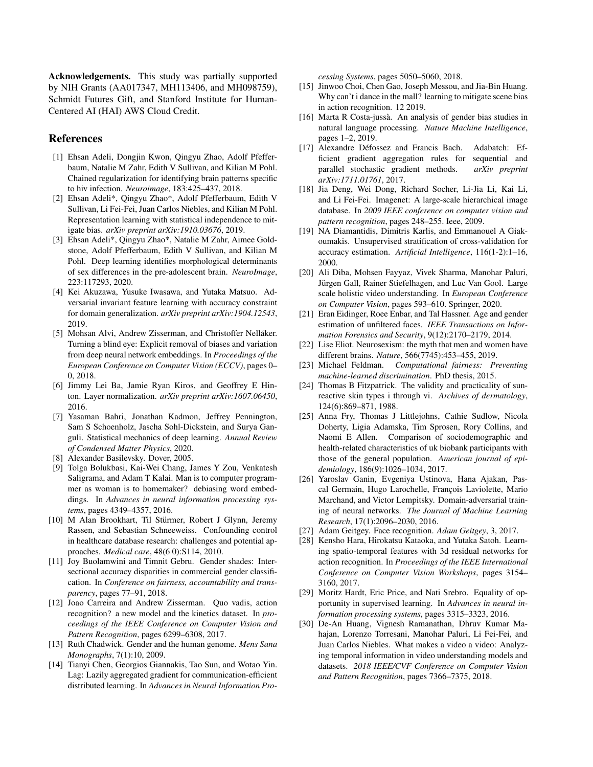**Acknowledgements.** This study was partially supported by NIH Grants (AA017347, MH113406, and MH098759), Schmidt Futures Gift, and Stanford Institute for Human-Centered AI (HAI) AWS Cloud Credit.

## References

[1] Ehsan Adeli, Dongjin Kwon, Qingyu Zhao, Adolf Pfefferbaum, Natalie M Zahr, Edith V Sullivan, and Kilian M Pohl. Chained regularization for identifying brain patterns specific to hiv infection. *Neuroimage*, 183:425–437, 2018.

[2] Ehsan Adeli*, Qingyu Zhao*, Adolf Pfefferbaum, Edith V Sullivan, Li Fei-Fei, Juan Carlos Niebles, and Kilian M Pohl. Representation learning with statistical independence to mitigate bias. *arXiv preprint arXiv:1910.03676*, 2019.

[3] Ehsan Adeli*, Qingyu Zhao*, Natalie M Zahr, Aimee Goldstone, Adolf Pfefferbaum, Edith V Sullivan, and Kilian M Pohl. Deep learning identifies morphological determinants of sex differences in the pre-adolescent brain. *NeuroImage*, 223:117293, 2020.

[4] Kei Akuzawa, Yusuke Iwasawa, and Yutaka Matsuo. Adversarial invariant feature learning with accuracy constraint for domain generalization. *arXiv preprint arXiv:1904.12543*, 2019.

[5] Mohsan Alvi, Andrew Zisserman, and Christoffer Nellåker. Turning a blind eye: Explicit removal of biases and variation from deep neural network embeddings. In *Proceedings of the European Conference on Computer Vision (ECCV)*, pages 0–0, 2018.

[6] Jimmy Lei Ba, Jamie Ryan Kiros, and Geoffrey E Hinton. Layer normalization. *arXiv preprint arXiv:1607.06450*, 2016.

[7] Yasaman Bahri, Jonathan Kadmon, Jeffrey Pennington, Sam S Schoenholz, Jascha Sohl-Dickstein, and Surya Ganguli. Statistical mechanics of deep learning. *Annual Review of Condensed Matter Physics*, 2020.

[8] Alexander Basilevsky. Dover, 2005.

[9] Tolga Bolukbasi, Kai-Wei Chang, James Y Zou, Venkatesh Saligrama, and Adam T Kalai. Man is to computer programmer as woman is to homemaker? debiasing word embeddings. In *Advances in neural information processing systems*, pages 4349–4357, 2016.

[10] M Alan Brookhart, Til Stürmer, Robert J Glynn, Jeremy Rassen, and Sebastian Schneeweiss. Confounding control in healthcare database research: challenges and potential approaches. *Medical care*, 48(6 0):S114, 2010.

[11] Joy Buolamwini and Timnit Gebru. Gender shades: Intersectional accuracy disparities in commercial gender classification. In *Conference on fairness, accountability and transparency*, pages 77–91, 2018.

[12] Joao Carreira and Andrew Zisserman. Quo vadis, action recognition? a new model and the kinetics dataset. In *proceedings of the IEEE Conference on Computer Vision and Pattern Recognition*, pages 6299–6308, 2017.

[13] Ruth Chadwick. Gender and the human genome. *Mens Sana Monographs*, 7(1):10, 2009.

[14] Tianyi Chen, Georgios Giannakis, Tao Sun, and Wotao Yin. Lag: Lazily aggregated gradient for communication-efficient distributed learning. In *Advances in Neural Information Processing Systems*, pages 5050–5060, 2018.

[15] Jinwoo Choi, Chen Gao, Joseph Messou, and Jia-Bin Huang. Why can't i dance in the mall? learning to mitigate scene bias in action recognition. 12 2019.

[16] Marta R Costa-jussà. An analysis of gender bias studies in natural language processing. *Nature Machine Intelligence*, pages 1–2, 2019.

[17] Alexandre Défossez and Francis Bach. Adabatch: Efficient gradient aggregation rules for sequential and parallel stochastic gradient methods. *arXiv preprint arXiv:1711.01761*, 2017.

[18] Jia Deng, Wei Dong, Richard Socher, Li-Jia Li, Kai Li, and Li Fei-Fei. Imagenet: A large-scale hierarchical image database. In *2009 IEEE conference on computer vision and pattern recognition*, pages 248–255. Ieee, 2009.

[19] NA Diamantidis, Dimitris Karlis, and Emmanouel A Giakoumakis. Unsupervised stratification of cross-validation for accuracy estimation. *Artificial Intelligence*, 116(1-2):1–16, 2000.

[20] Ali Diba, Mohsen Fayyaz, Vivek Sharma, Manohar Paluri, Jürgen Gall, Rainer Stiefelhagen, and Luc Van Gool. Large scale holistic video understanding. In *European Conference on Computer Vision*, pages 593–610. Springer, 2020.

[21] Eran Eidinger, Roee Enbar, and Tal Hassner. Age and gender estimation of unfiltered faces. *IEEE Transactions on Information Forensics and Security*, 9(12):2170–2179, 2014.

[22] Lise Eliot. Neurosexism: the myth that men and women have different brains. *Nature*, 566(7745):453–455, 2019.

[23] Michael Feldman. *Computational fairness: Preventing machine-learned discrimination*. PhD thesis, 2015.

[24] Thomas B Fitzpatrick. The validity and practicality of sun-reactive skin types i through vi. *Archives of dermatology*, 124(6):869–871, 1988.

[25] Anna Fry, Thomas J Littlejohns, Cathie Sudlow, Nicola Doherty, Ligia Adamska, Tim Sprosen, Rory Collins, and Naomi E Allen. Comparison of sociodemographic and health-related characteristics of uk biobank participants with those of the general population. *American journal of epidemiology*, 186(9):1026–1034, 2017.

[26] Yaroslav Ganin, Evgeniya Ustinova, Hana Ajakan, Pascal Germain, Hugo Larochelle, François Laviolette, Mario Marchand, and Victor Lempitsky. Domain-adversarial training of neural networks. *The Journal of Machine Learning Research*, 17(1):2096–2030, 2016.

[27] Adam Geitgey. Face recognition. *Adam Geitgey*, 3, 2017.

[28] Kensho Hara, Hirokatsu Kataoka, and Yutaka Satoh. Learning spatio-temporal features with 3d residual networks for action recognition. In *Proceedings of the IEEE International Conference on Computer Vision Workshops*, pages 3154–3160, 2017.

[29] Moritz Hardt, Eric Price, and Nati Srebro. Equality of opportunity in supervised learning. In *Advances in neural information processing systems*, pages 3315–3323, 2016.

[30] De-An Huang, Vignesh Ramanathan, Dhruv Kumar Mahajan, Lorenzo Torresani, Manohar Paluri, Li Fei-Fei, and Juan Carlos Niebles. What makes a video a video: Analyzing temporal information in video understanding models and datasets. *2018 IEEE/CVF Conference on Computer Vision and Pattern Recognition*, pages 7366–7375, 2018.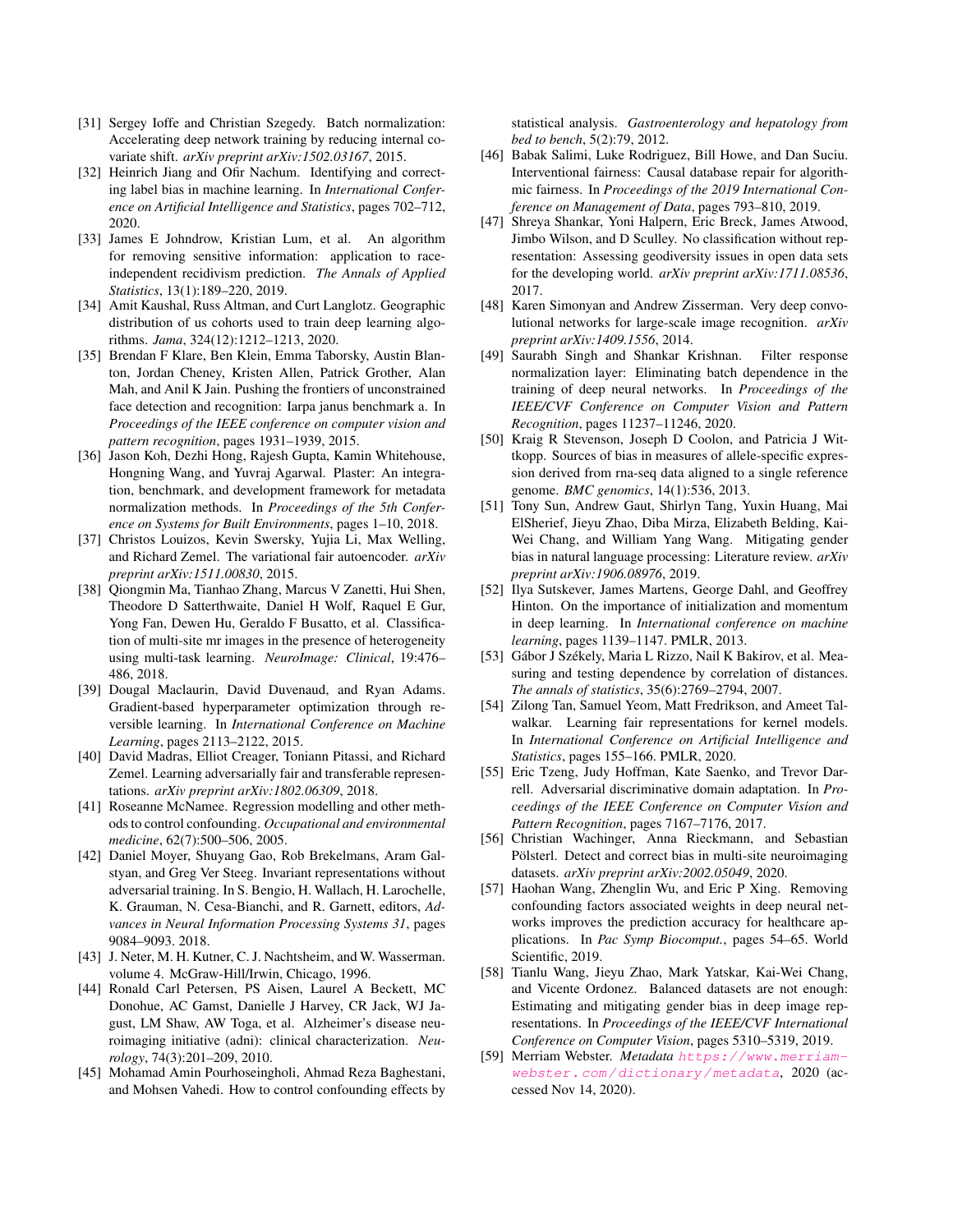[31] Sergey Ioffe and Christian Szegedy. Batch normalization: Accelerating deep network training by reducing internal covariate shift. *arXiv preprint arXiv:1502.03167*, 2015.

[32] Heinrich Jiang and Ofir Nachum. Identifying and correcting label bias in machine learning. In *International Conference on Artificial Intelligence and Statistics*, pages 702–712, 2020.

[33] James E Johndrow, Kristian Lum, et al. An algorithm for removing sensitive information: application to race-independent recidivism prediction. *The Annals of Applied Statistics*, 13(1):189–220, 2019.

[34] Amit Kaushal, Russ Altman, and Curt Langlotz. Geographic distribution of us cohorts used to train deep learning algorithms. *Jama*, 324(12):1212–1213, 2020.

[35] Brendan F Klare, Ben Klein, Emma Taborsky, Austin Blanton, Jordan Cheney, Kristen Allen, Patrick Grother, Alan Mah, and Anil K Jain. Pushing the frontiers of unconstrained face detection and recognition: Iarpa janus benchmark a. In *Proceedings of the IEEE conference on computer vision and pattern recognition*, pages 1931–1939, 2015.

[36] Jason Koh, Dezhi Hong, Rajesh Gupta, Kamin Whitehouse, Hongning Wang, and Yuvraj Agarwal. Plaster: An integration, benchmark, and development framework for metadata normalization methods. In *Proceedings of the 5th Conference on Systems for Built Environments*, pages 1–10, 2018.

[37] Christos Louizos, Kevin Swersky, Yujia Li, Max Welling, and Richard Zemel. The variational fair autoencoder. *arXiv preprint arXiv:1511.00830*, 2015.

[38] Qiongmin Ma, Tianhao Zhang, Marcus V Zanetti, Hui Shen, Theodore D Satterthwaite, Daniel H Wolf, Raquel E Gur, Yong Fan, Dewen Hu, Geraldo F Busatto, et al. Classification of multi-site mr images in the presence of heterogeneity using multi-task learning. *NeuroImage: Clinical*, 19:476–486, 2018.

[39] Dougal Maclaurin, David Duvenaud, and Ryan Adams. Gradient-based hyperparameter optimization through reversible learning. In *International Conference on Machine Learning*, pages 2113–2122, 2015.

[40] David Madras, Elliot Creager, Toniann Pitassi, and Richard Zemel. Learning adversarially fair and transferable representations. *arXiv preprint arXiv:1802.06309*, 2018.

[41] Roseanne McNamee. Regression modelling and other methods to control confounding. *Occupational and environmental medicine*, 62(7):500–506, 2005.

[42] Daniel Moyer, Shuyang Gao, Rob Brekelmans, Aram Galstyan, and Greg Ver Steeg. Invariant representations without adversarial training. In S. Bengio, H. Wallach, H. Larochelle, K. Grauman, N. Cesa-Bianchi, and R. Garnett, editors, *Advances in Neural Information Processing Systems 31*, pages 9084–9093. 2018.

[43] J. Neter, M. H. Kutner, C. J. Nachtsheim, and W. Wasserman. volume 4. McGraw-Hill/Irwin, Chicago, 1996.

[44] Ronald Carl Petersen, PS Aisen, Laurel A Beckett, MC Donohue, AC Gamst, Danielle J Harvey, CR Jack, WJ Jagust, LM Shaw, AW Toga, et al. Alzheimer's disease neuroimaging initiative (adni): clinical characterization. *Neurology*, 74(3):201–209, 2010.

[45] Mohamad Amin Pourhoseingholi, Ahmad Reza Baghestani, and Mohsen Vahedi. How to control confounding effects by statistical analysis. *Gastroenterology and hepatology from bed to bench*, 5(2):79, 2012.

[46] Babak Salimi, Luke Rodriguez, Bill Howe, and Dan Suciu. Interventional fairness: Causal database repair for algorithmic fairness. In *Proceedings of the 2019 International Conference on Management of Data*, pages 793–810, 2019.

[47] Shreya Shankar, Yoni Halpern, Eric Breck, James Atwood, Jimbo Wilson, and D Sculley. No classification without representation: Assessing geodiversity issues in open data sets for the developing world. *arXiv preprint arXiv:1711.08536*, 2017.

[48] Karen Simonyan and Andrew Zisserman. Very deep convolutional networks for large-scale image recognition. *arXiv preprint arXiv:1409.1556*, 2014.

[49] Saurabh Singh and Shankar Krishnan. Filter response normalization layer: Eliminating batch dependence in the training of deep neural networks. In *Proceedings of the IEEE/CVF Conference on Computer Vision and Pattern Recognition*, pages 11237–11246, 2020.

[50] Kraig R Stevenson, Joseph D Coolon, and Patricia J Wittkopp. Sources of bias in measures of allele-specific expression derived from rna-seq data aligned to a single reference genome. *BMC genomics*, 14(1):536, 2013.

[51] Tony Sun, Andrew Gaut, Shirlyn Tang, Yuxin Huang, Mai ElSherief, Jieyu Zhao, Diba Mirza, Elizabeth Belding, Kai-Wei Chang, and William Yang Wang. Mitigating gender bias in natural language processing: Literature review. *arXiv preprint arXiv:1906.08976*, 2019.

[52] Ilya Sutskever, James Martens, George Dahl, and Geoffrey Hinton. On the importance of initialization and momentum in deep learning. In *International conference on machine learning*, pages 1139–1147. PMLR, 2013.

[53] Gábor J Székely, Maria L Rizzo, Nail K Bakirov, et al. Measuring and testing dependence by correlation of distances. *The annals of statistics*, 35(6):2769–2794, 2007.

[54] Zilong Tan, Samuel Yeom, Matt Fredrikson, and Ameet Talwalkar. Learning fair representations for kernel models. In *International Conference on Artificial Intelligence and Statistics*, pages 155–166. PMLR, 2020.

[55] Eric Tzeng, Judy Hoffman, Kate Saenko, and Trevor Darrell. Adversarial discriminative domain adaptation. In *Proceedings of the IEEE Conference on Computer Vision and Pattern Recognition*, pages 7167–7176, 2017.

[56] Christian Wachinger, Anna Rieckmann, and Sebastian Pölsterl. Detect and correct bias in multi-site neuroimaging datasets. *arXiv preprint arXiv:2002.05049*, 2020.

[57] Haohan Wang, Zhenglin Wu, and Eric P Xing. Removing confounding factors associated weights in deep neural networks improves the prediction accuracy for healthcare applications. In *Pac Symp Biocomput.*, pages 54–65. World Scientific, 2019.

[58] Tianlu Wang, Jieyu Zhao, Mark Yatskar, Kai-Wei Chang, and Vicente Ordonez. Balanced datasets are not enough: Estimating and mitigating gender bias in deep image representations. In *Proceedings of the IEEE/CVF International Conference on Computer Vision*, pages 5310–5319, 2019.

[59] Merriam Webster. *Metadata* https://www.merriam-webster.com/dictionary/metadata, 2020 (accessed Nov 14, 2020).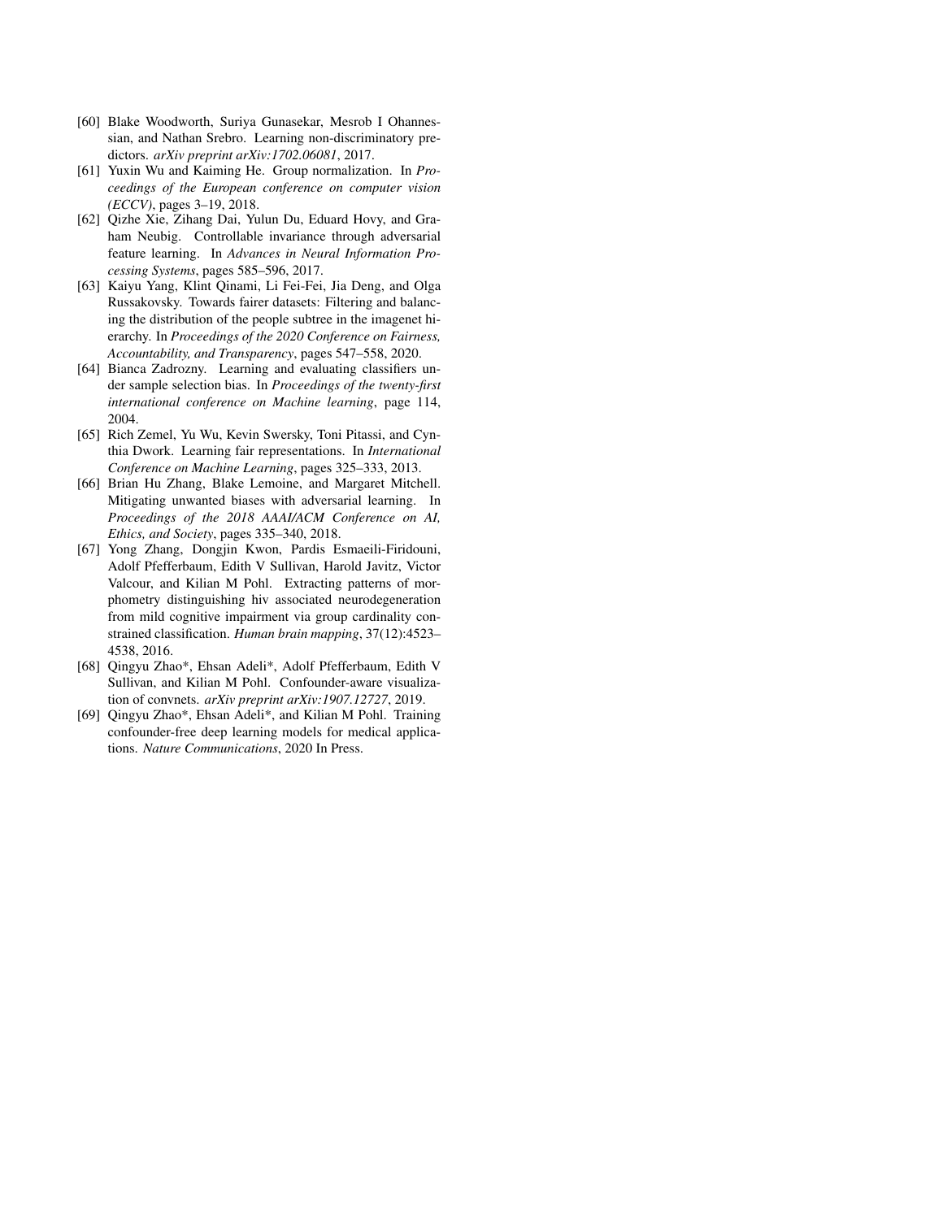[60] Blake Woodworth, Suriya Gunasekar, Mesrob I Ohannessian, and Nathan Srebro. Learning non-discriminatory predictors. *arXiv preprint arXiv:1702.06081*, 2017.

[61] Yuxin Wu and Kaiming He. Group normalization. In *Proceedings of the European conference on computer vision (ECCV)*, pages 3–19, 2018.

[62] Qizhe Xie, Zihang Dai, Yulun Du, Eduard Hovy, and Graham Neubig. Controllable invariance through adversarial feature learning. In *Advances in Neural Information Processing Systems*, pages 585–596, 2017.

[63] Kaiyu Yang, Klint Qinami, Li Fei-Fei, Jia Deng, and Olga Russakovsky. Towards fairer datasets: Filtering and balancing the distribution of the people subtree in the imagenet hierarchy. In *Proceedings of the 2020 Conference on Fairness, Accountability, and Transparency*, pages 547–558, 2020.

[64] Bianca Zadrozny. Learning and evaluating classifiers under sample selection bias. In *Proceedings of the twenty-first international conference on Machine learning*, page 114, 2004.

[65] Rich Zemel, Yu Wu, Kevin Swersky, Toni Pitassi, and Cynthia Dwork. Learning fair representations. In *International Conference on Machine Learning*, pages 325–333, 2013.

[66] Brian Hu Zhang, Blake Lemoine, and Margaret Mitchell. Mitigating unwanted biases with adversarial learning. In *Proceedings of the 2018 AAAI/ACM Conference on AI, Ethics, and Society*, pages 335–340, 2018.

[67] Yong Zhang, Dongjin Kwon, Pardis Esmaeili-Firidouni, Adolf Pfefferbaum, Edith V Sullivan, Harold Javitz, Victor Valcour, and Kilian M Pohl. Extracting patterns of morphometry distinguishing hiv associated neurodegeneration from mild cognitive impairment via group cardinality constrained classification. *Human brain mapping*, 37(12):4523–4538, 2016.

[68] Qingyu Zhao*, Ehsan Adeli*, Adolf Pfefferbaum, Edith V Sullivan, and Kilian M Pohl. Confounder-aware visualization of convnets. *arXiv preprint arXiv:1907.12727*, 2019.

[69] Qingyu Zhao*, Ehsan Adeli*, and Kilian M Pohl. Training confounder-free deep learning models for medical applications. *Nature Communications*, 2020 In Press.